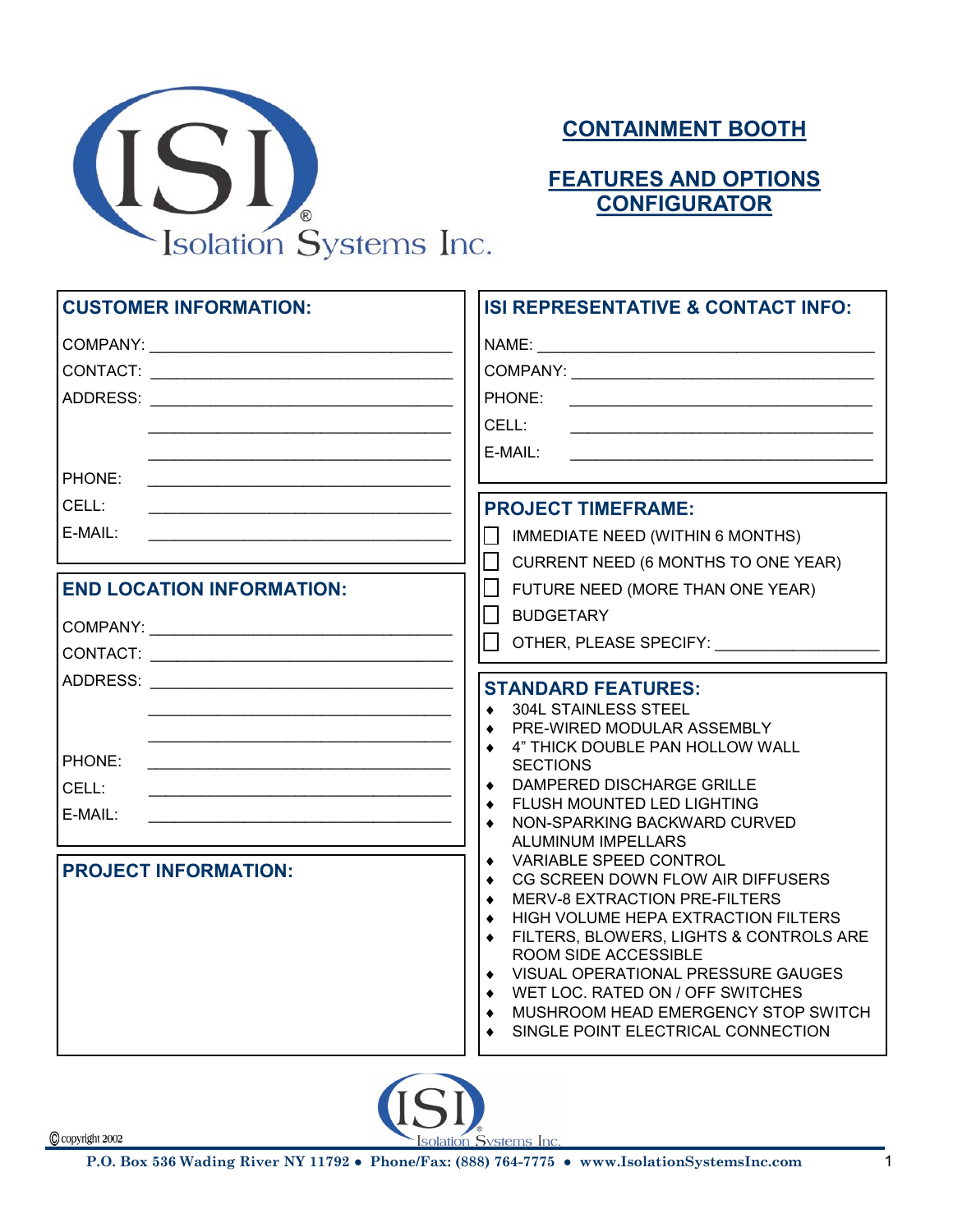Isolation Systems Inc.

# CONTAINMENT BOOTH

## FEATURES AND OPTIONS CONFIGURATOR

### CUSTOMER INFORMATION:

COMPANY: ______________________________

CONTACT: ______________________________

ADDRESS: ______________________________

______________________________

______________________________

PHONE: ______________________________

CELL: ______________________________

E-MAIL: ______________________________

### END LOCATION INFORMATION:

COMPANY: ______________________________

CONTACT: ______________________________

ADDRESS: ______________________________

______________________________

______________________________

PHONE: ______________________________

CELL: ______________________________

E-MAIL: ______________________________

### PROJECT INFORMATION:

### ISI REPRESENTATIVE & CONTACT INFO:

NAME: ______________________________

COMPANY: ______________________________

PHONE: ______________________________

CELL: ______________________________

E-MAIL: ______________________________

### PROJECT TIMEFRAME:

- ☐ IMMEDIATE NEED (WITHIN 6 MONTHS)
- ☐ CURRENT NEED (6 MONTHS TO ONE YEAR)
- ☐ FUTURE NEED (MORE THAN ONE YEAR)
- ☐ BUDGETARY
- ☐ OTHER, PLEASE SPECIFY: __________________

### STANDARD FEATURES:

- 304L STAINLESS STEEL
- PRE-WIRED MODULAR ASSEMBLY
- 4" THICK DOUBLE PAN HOLLOW WALL SECTIONS
- DAMPERED DISCHARGE GRILLE
- FLUSH MOUNTED LED LIGHTING
- NON-SPARKING BACKWARD CURVED ALUMINUM IMPELLARS
- VARIABLE SPEED CONTROL
- CG SCREEN DOWN FLOW AIR DIFFUSERS
- MERV-8 EXTRACTION PRE-FILTERS
- HIGH VOLUME HEPA EXTRACTION FILTERS
- FILTERS, BLOWERS, LIGHTS & CONTROLS ARE ROOM SIDE ACCESSIBLE
- VISUAL OPERATIONAL PRESSURE GAUGES
- WET LOC. RATED ON / OFF SWITCHES
- MUSHROOM HEAD EMERGENCY STOP SWITCH
- SINGLE POINT ELECTRICAL CONNECTION

© copyright 2002

P.O. Box 536 Wading River NY 11792 ● Phone/Fax: (888) 764-7775 ● www.IsolationSystemsInc.com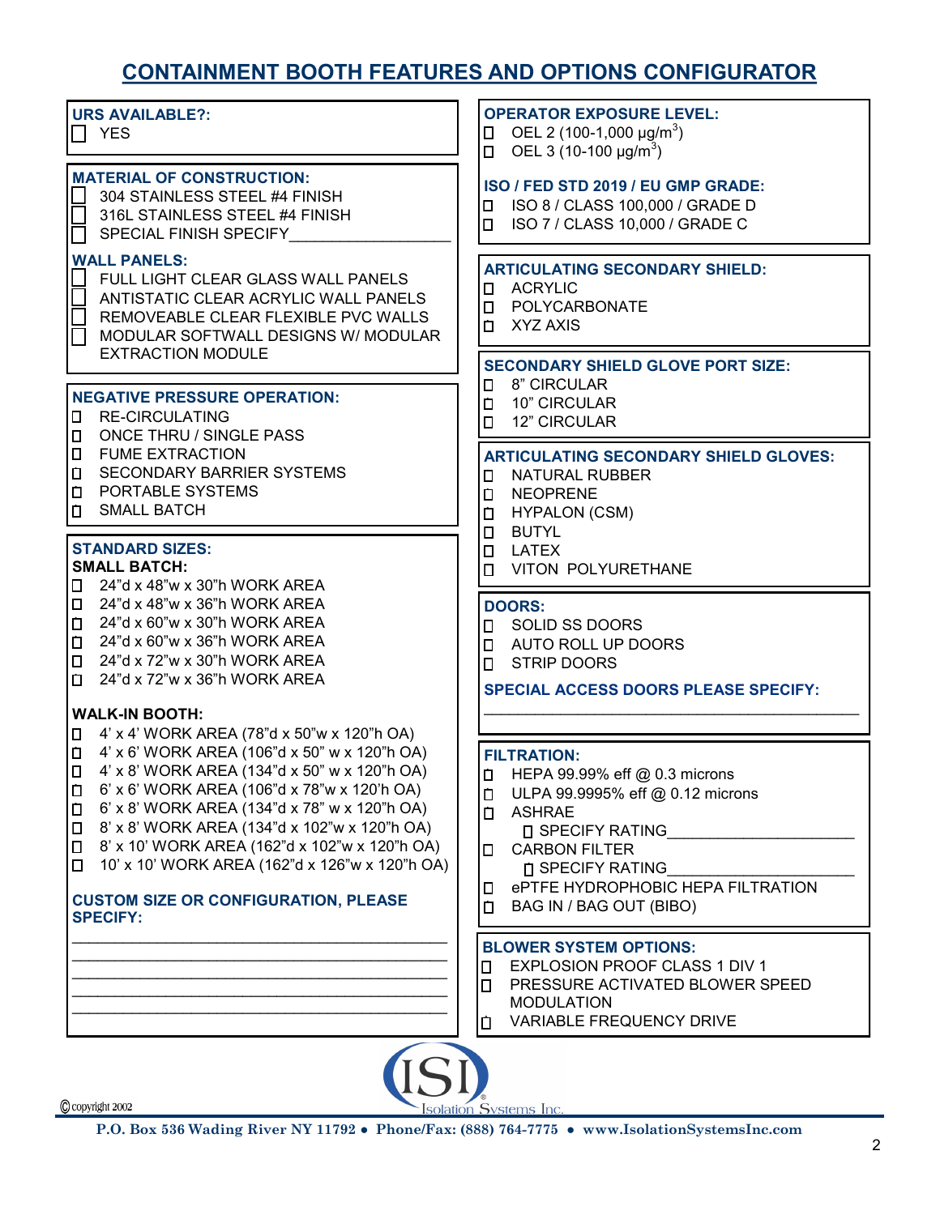# CONTAINMENT BOOTH FEATURES AND OPTIONS CONFIGURATOR

**URS AVAILABLE?:**

- ☐ YES

**MATERIAL OF CONSTRUCTION:**

- ☐ 304 STAINLESS STEEL #4 FINISH
- ☐ 316L STAINLESS STEEL #4 FINISH
- ☐ SPECIAL FINISH SPECIFY___________________

**WALL PANELS:**

- ☐ FULL LIGHT CLEAR GLASS WALL PANELS
- ☐ ANTISTATIC CLEAR ACRYLIC WALL PANELS
- ☐ REMOVEABLE CLEAR FLEXIBLE PVC WALLS
- ☐ MODULAR SOFTWALL DESIGNS W/ MODULAR EXTRACTION MODULE

**NEGATIVE PRESSURE OPERATION:**

- ☐ RE-CIRCULATING
- ☐ ONCE THRU / SINGLE PASS
- ☐ FUME EXTRACTION
- ☐ SECONDARY BARRIER SYSTEMS
- ☐ PORTABLE SYSTEMS
- ☐ SMALL BATCH

**STANDARD SIZES:**

**SMALL BATCH:**

- ☐ 24"d x 48"w x 30"h WORK AREA
- ☐ 24"d x 48"w x 36"h WORK AREA
- ☐ 24"d x 60"w x 30"h WORK AREA
- ☐ 24"d x 60"w x 36"h WORK AREA
- ☐ 24"d x 72"w x 30"h WORK AREA
- ☐ 24"d x 72"w x 36"h WORK AREA

**WALK-IN BOOTH:**

- ☐ 4' x 4' WORK AREA (78"d x 50"w x 120"h OA)
- ☐ 4' x 6' WORK AREA (106"d x 50" w x 120"h OA)
- ☐ 4' x 8' WORK AREA (134"d x 50" w x 120"h OA)
- ☐ 6' x 6' WORK AREA (106"d x 78"w x 120'h OA)
- ☐ 6' x 8' WORK AREA (134"d x 78" w x 120"h OA)
- ☐ 8' x 8' WORK AREA (134"d x 102"w x 120"h OA)
- ☐ 8' x 10' WORK AREA (162"d x 102"w x 120"h OA)
- ☐ 10' x 10' WORK AREA (162"d x 126"w x 120"h OA)

**CUSTOM SIZE OR CONFIGURATION, PLEASE SPECIFY:**

___________________________________________

___________________________________________

___________________________________________

___________________________________________

___________________________________________

**OPERATOR EXPOSURE LEVEL:**

- ☐ OEL 2 (100-1,000 µg/m$^3$)
- ☐ OEL 3 (10-100 µg/m$^3$)

**ISO / FED STD 2019 / EU GMP GRADE:**

- ☐ ISO 8 / CLASS 100,000 / GRADE D
- ☐ ISO 7 / CLASS 10,000 / GRADE C

**ARTICULATING SECONDARY SHIELD:**

- ☐ ACRYLIC
- ☐ POLYCARBONATE
- ☐ XYZ AXIS

**SECONDARY SHIELD GLOVE PORT SIZE:**

- ☐ 8" CIRCULAR
- ☐ 10" CIRCULAR
- ☐ 12" CIRCULAR

**ARTICULATING SECONDARY SHIELD GLOVES:**

- ☐ NATURAL RUBBER
- ☐ NEOPRENE
- ☐ HYPALON (CSM)
- ☐ BUTYL
- ☐ LATEX
- ☐ VITON POLYURETHANE

**DOORS:**

- ☐ SOLID SS DOORS
- ☐ AUTO ROLL UP DOORS
- ☐ STRIP DOORS

**SPECIAL ACCESS DOORS PLEASE SPECIFY:**

___________________________________________

**FILTRATION:**

- ☐ HEPA 99.99% eff @ 0.3 microns
- ☐ ULPA 99.9995% eff @ 0.12 microns
- ☐ ASHRAE
  - ☐ SPECIFY RATING______________________
- ☐ CARBON FILTER
  - ☐ SPECIFY RATING______________________
- ☐ ePTFE HYDROPHOBIC HEPA FILTRATION
- ☐ BAG IN / BAG OUT (BIBO)

**BLOWER SYSTEM OPTIONS:**

- ☐ EXPLOSION PROOF CLASS 1 DIV 1
- ☐ PRESSURE ACTIVATED BLOWER SPEED MODULATION
- ☐ VARIABLE FREQUENCY DRIVE

ISI Isolation Systems Inc.

© copyright 2002

P.O. Box 536 Wading River NY 11792 • Phone/Fax: (888) 764-7775 • www.IsolationSystemsInc.com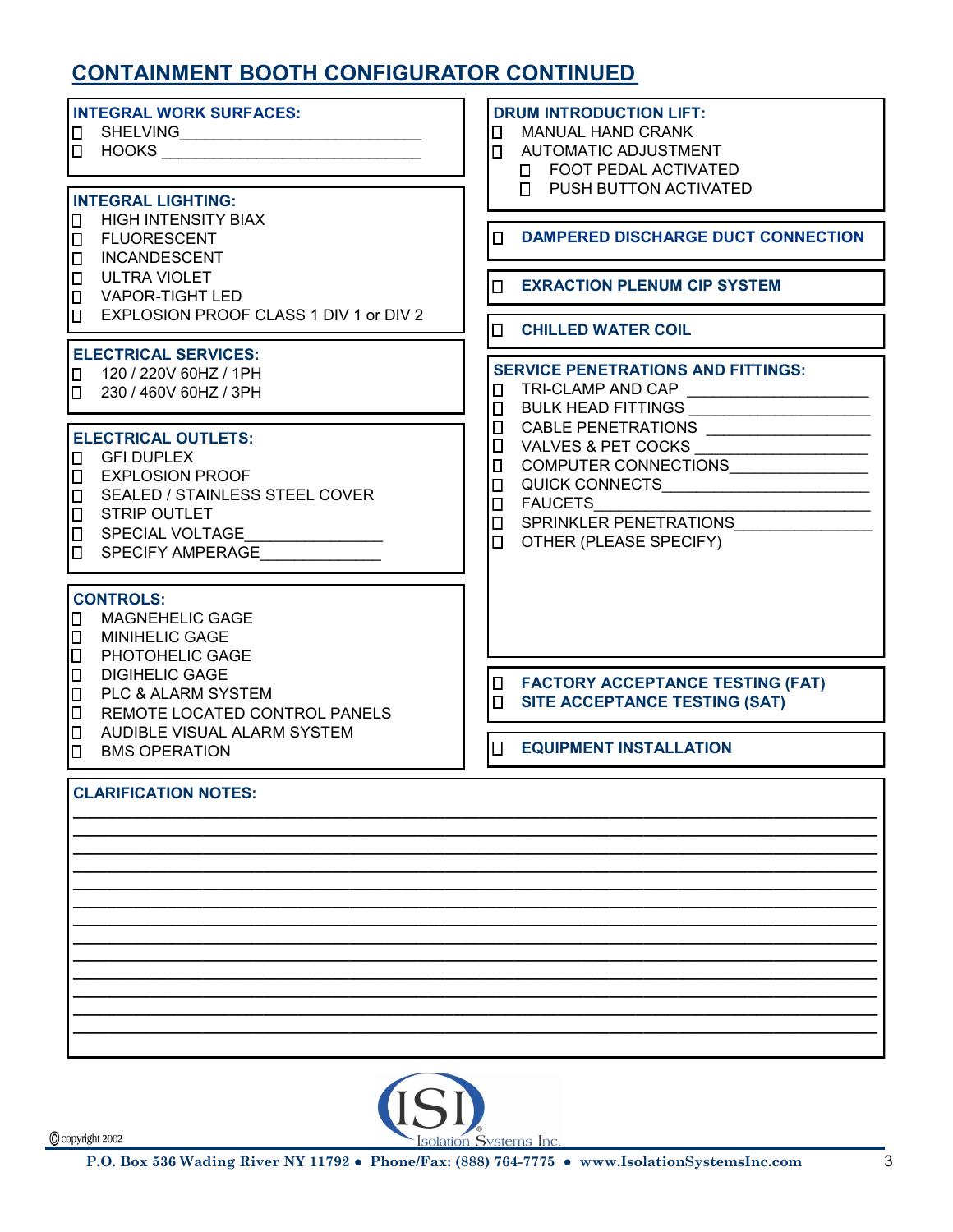## CONTAINMENT BOOTH CONFIGURATOR CONTINUED

**INTEGRAL WORK SURFACES:**

- ☐ SHELVING____________________________
- ☐ HOOKS ____________________________

**INTEGRAL LIGHTING:**

- ☐ HIGH INTENSITY BIAX
- ☐ FLUORESCENT
- ☐ INCANDESCENT
- ☐ ULTRA VIOLET
- ☐ VAPOR-TIGHT LED
- ☐ EXPLOSION PROOF CLASS 1 DIV 1 or DIV 2

**ELECTRICAL SERVICES:**

- ☐ 120 / 220V 60HZ / 1PH
- ☐ 230 / 460V 60HZ / 3PH

**ELECTRICAL OUTLETS:**

- ☐ GFI DUPLEX
- ☐ EXPLOSION PROOF
- ☐ SEALED / STAINLESS STEEL COVER
- ☐ STRIP OUTLET
- ☐ SPECIAL VOLTAGE_______________
- ☐ SPECIFY AMPERAGE_____________

**CONTROLS:**

- ☐ MAGNEHELIC GAGE
- ☐ MINIHELIC GAGE
- ☐ PHOTOHELIC GAGE
- ☐ DIGIHELIC GAGE
- ☐ PLC & ALARM SYSTEM
- ☐ REMOTE LOCATED CONTROL PANELS
- ☐ AUDIBLE VISUAL ALARM SYSTEM
- ☐ BMS OPERATION

**DRUM INTRODUCTION LIFT:**

- ☐ MANUAL HAND CRANK
- ☐ AUTOMATIC ADJUSTMENT
  - ☐ FOOT PEDAL ACTIVATED
  - ☐ PUSH BUTTON ACTIVATED

☐ **DAMPERED DISCHARGE DUCT CONNECTION**

☐ **EXRACTION PLENUM CIP SYSTEM**

☐ **CHILLED WATER COIL**

**SERVICE PENETRATIONS AND FITTINGS:**

- ☐ TRI-CLAMP AND CAP ____________________
- ☐ BULK HEAD FITTINGS ____________________
- ☐ CABLE PENETRATIONS __________________
- ☐ VALVES & PET COCKS __________________
- ☐ COMPUTER CONNECTIONS_______________
- ☐ QUICK CONNECTS______________________
- ☐ FAUCETS____________________________
- ☐ SPRINKLER PENETRATIONS_______________
- ☐ OTHER (PLEASE SPECIFY)

- ☐ **FACTORY ACCEPTANCE TESTING (FAT)**
- ☐ **SITE ACCEPTANCE TESTING (SAT)**

☐ **EQUIPMENT INSTALLATION**

**CLARIFICATION NOTES:**

______________________________________________________________________________
______________________________________________________________________________
______________________________________________________________________________
______________________________________________________________________________
______________________________________________________________________________
______________________________________________________________________________
______________________________________________________________________________
______________________________________________________________________________
______________________________________________________________________________
______________________________________________________________________________
______________________________________________________________________________
______________________________________________________________________________

© copyright 2002

ISI Isolation Systems Inc.

P.O. Box 536 Wading River NY 11792 • Phone/Fax: (888) 764-7775 • www.IsolationSystemsInc.com